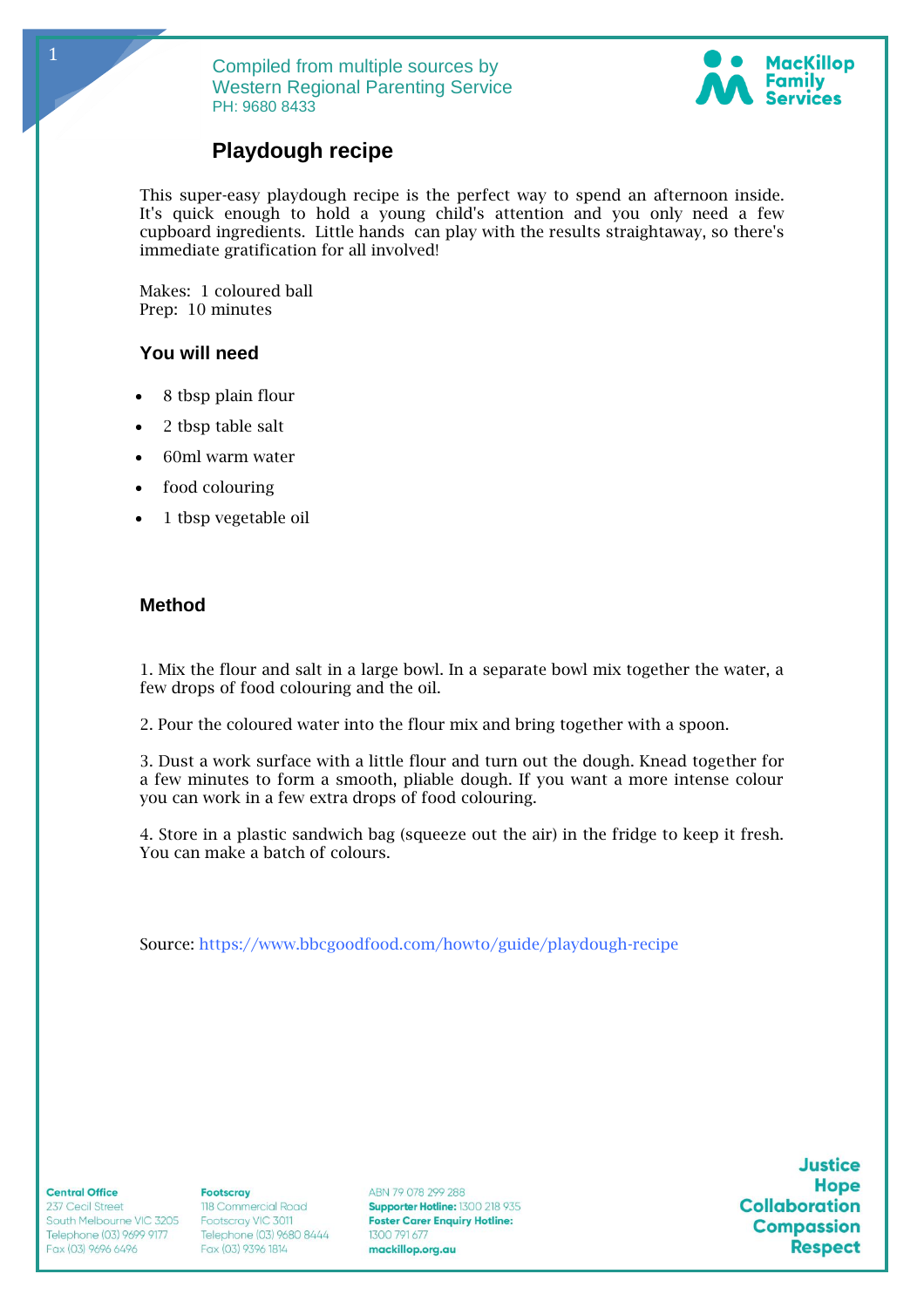Compiled from multiple sources by
Western Regional Parenting Service
PH: 9680 8433

MacKillop Family Services

## Playdough recipe

This super-easy playdough recipe is the perfect way to spend an afternoon inside. It's quick enough to hold a young child's attention and you only need a few cupboard ingredients. Little hands can play with the results straightaway, so there's immediate gratification for all involved!

Makes: 1 coloured ball
Prep: 10 minutes

### You will need

- 8 tbsp plain flour
- 2 tbsp table salt
- 60ml warm water
- food colouring
- 1 tbsp vegetable oil

### Method

1. Mix the flour and salt in a large bowl. In a separate bowl mix together the water, a few drops of food colouring and the oil.

2. Pour the coloured water into the flour mix and bring together with a spoon.

3. Dust a work surface with a little flour and turn out the dough. Knead together for a few minutes to form a smooth, pliable dough. If you want a more intense colour you can work in a few extra drops of food colouring.

4. Store in a plastic sandwich bag (squeeze out the air) in the fridge to keep it fresh. You can make a batch of colours.

Source: https://www.bbcgoodfood.com/howto/guide/playdough-recipe

**Central Office**
237 Cecil Street
South Melbourne VIC 3205
Telephone (03) 9699 9177
Fax (03) 9696 6496

**Footscray**
118 Commercial Road
Footscray VIC 3011
Telephone (03) 9680 8444
Fax (03) 9396 1814

ABN 79 078 299 288
**Supporter Hotline:** 1300 218 935
**Foster Carer Enquiry Hotline:**
1300 791 677
**mackillop.org.au**

**Justice**
**Hope**
**Collaboration**
**Compassion**
**Respect**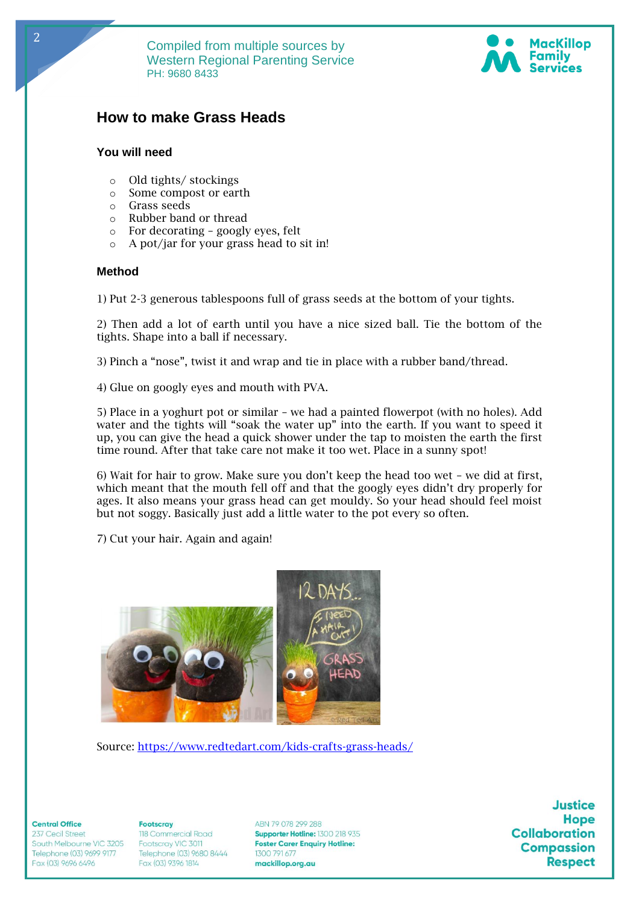Compiled from multiple sources by
Western Regional Parenting Service
PH: 9680 8433

## How to make Grass Heads

### You will need

- Old tights/ stockings
- Some compost or earth
- Grass seeds
- Rubber band or thread
- For decorating – googly eyes, felt
- A pot/jar for your grass head to sit in!

### Method

1) Put 2-3 generous tablespoons full of grass seeds at the bottom of your tights.

2) Then add a lot of earth until you have a nice sized ball. Tie the bottom of the tights. Shape into a ball if necessary.

3) Pinch a "nose", twist it and wrap and tie in place with a rubber band/thread.

4) Glue on googly eyes and mouth with PVA.

5) Place in a yoghurt pot or similar – we had a painted flowerpot (with no holes). Add water and the tights will "soak the water up" into the earth. If you want to speed it up, you can give the head a quick shower under the tap to moisten the earth the first time round. After that take care not make it too wet. Place in a sunny spot!

6) Wait for hair to grow. Make sure you don't keep the head too wet – we did at first, which meant that the mouth fell off and that the googly eyes didn't dry properly for ages. It also means your grass head can get mouldy. So your head should feel moist but not soggy. Basically just add a little water to the pot every so often.

7) Cut your hair. Again and again!

Source: https://www.redtedart.com/kids-crafts-grass-heads/

**Central Office**
237 Cecil Street
South Melbourne VIC 3205
Telephone (03) 9699 9177
Fax (03) 9696 6496

**Footscray**
118 Commercial Road
Footscray VIC 3011
Telephone (03) 9680 8444
Fax (03) 9396 1814

ABN 79 078 299 288
**Supporter Hotline:** 1300 218 935
**Foster Carer Enquiry Hotline:** 1300 791 677
**mackillop.org.au**

**Justice**
**Hope**
**Collaboration**
**Compassion**
**Respect**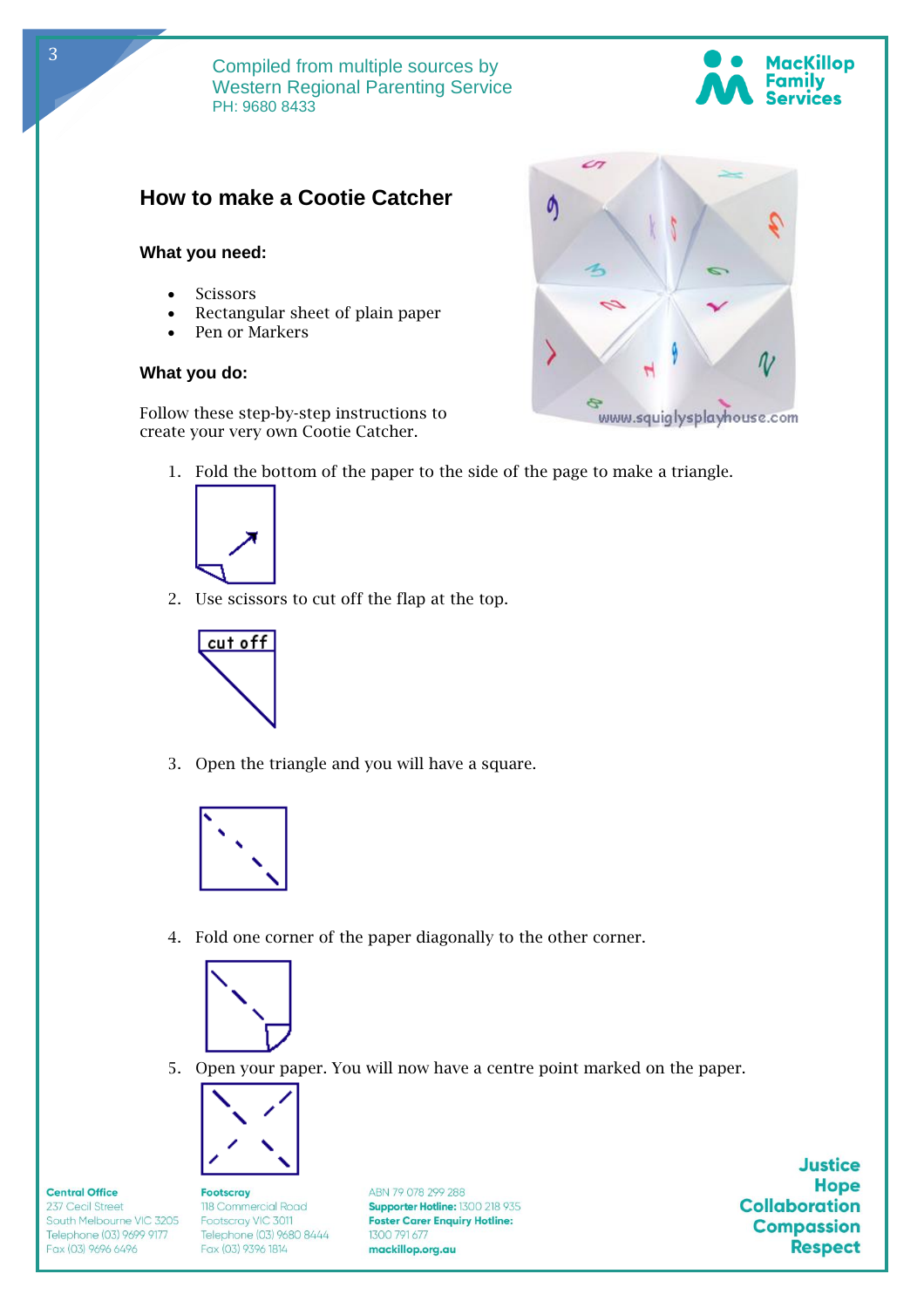Compiled from multiple sources by
Western Regional Parenting Service
PH: 9680 8433

## How to make a Cootie Catcher

### What you need:

- Scissors
- Rectangular sheet of plain paper
- Pen or Markers

### What you do:

Follow these step-by-step instructions to create your very own Cootie Catcher.

1. Fold the bottom of the paper to the side of the page to make a triangle.
2. Use scissors to cut off the flap at the top.
3. Open the triangle and you will have a square.
4. Fold one corner of the paper diagonally to the other corner.
5. Open your paper. You will now have a centre point marked on the paper.

**Central Office**
237 Cecil Street
South Melbourne VIC 3205
Telephone (03) 9699 9177
Fax (03) 9696 6496

**Footscray**
118 Commercial Road
Footscray VIC 3011
Telephone (03) 9680 8444
Fax (03) 9396 1814

ABN 79 078 299 288
**Supporter Hotline:** 1300 218 935
**Foster Carer Enquiry Hotline:** 1300 791 677
**mackillop.org.au**

**Justice**
**Hope**
**Collaboration**
**Compassion**
**Respect**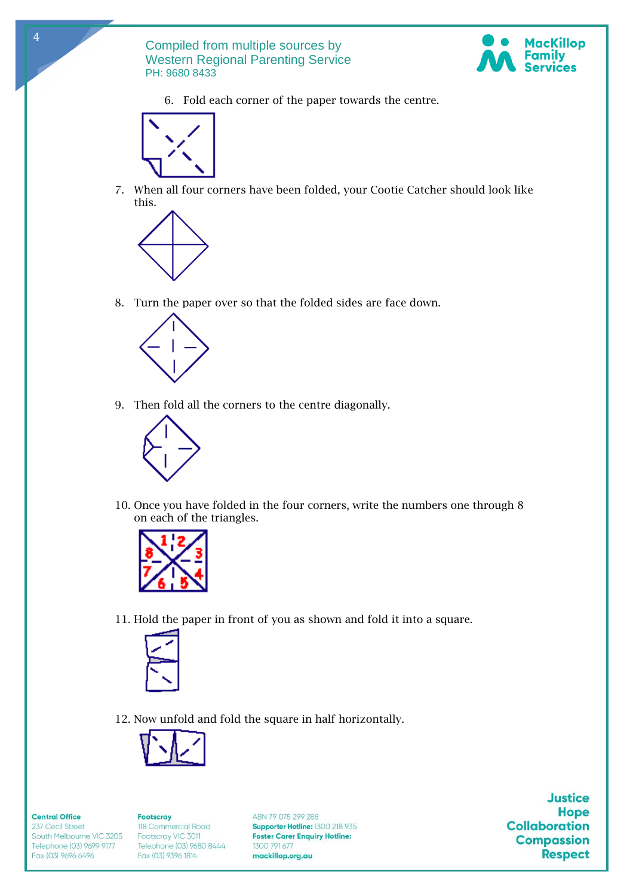6. Fold each corner of the paper towards the centre.

7. When all four corners have been folded, your Cootie Catcher should look like this.

8. Turn the paper over so that the folded sides are face down.

9. Then fold all the corners to the centre diagonally.

10. Once you have folded in the four corners, write the numbers one through 8 on each of the triangles.

11. Hold the paper in front of you as shown and fold it into a square.

12. Now unfold and fold the square in half horizontally.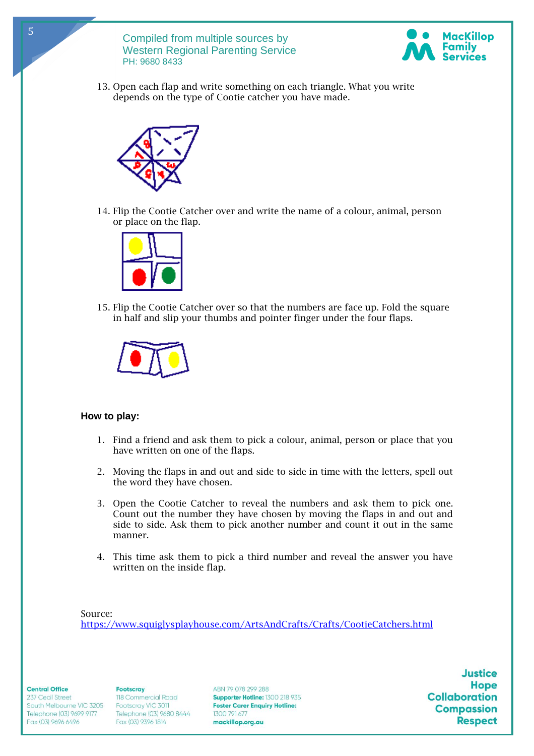13. Open each flap and write something on each triangle. What you write depends on the type of Cootie catcher you have made.

14. Flip the Cootie Catcher over and write the name of a colour, animal, person or place on the flap.

15. Flip the Cootie Catcher over so that the numbers are face up. Fold the square in half and slip your thumbs and pointer finger under the four flaps.

**How to play:**

1. Find a friend and ask them to pick a colour, animal, person or place that you have written on one of the flaps.

2. Moving the flaps in and out and side to side in time with the letters, spell out the word they have chosen.

3. Open the Cootie Catcher to reveal the numbers and ask them to pick one. Count out the number they have chosen by moving the flaps in and out and side to side. Ask them to pick another number and count it out in the same manner.

4. This time ask them to pick a third number and reveal the answer you have written on the inside flap.

Source:
https://www.squiglysplayhouse.com/ArtsAndCrafts/Crafts/CootieCatchers.html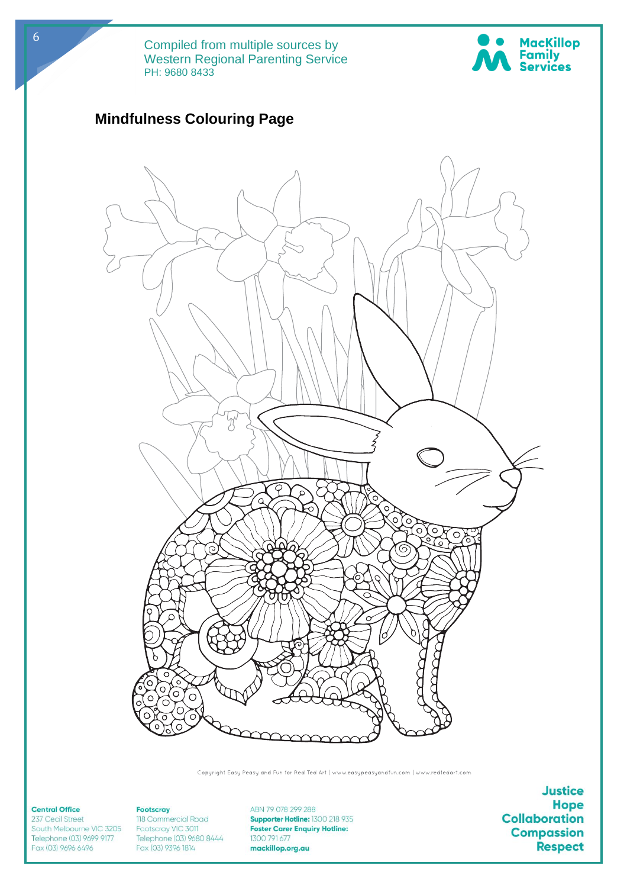Compiled from multiple sources by
Western Regional Parenting Service
PH: 9680 8433

## Mindfulness Colouring Page

Copyright Easy Peasy and Fun for Red Ted Art | www.easypeasyandfun.com | www.redtedart.com

**Central Office**
237 Cecil Street
South Melbourne VIC 3205
Telephone (03) 9699 9177
Fax (03) 9696 6496

**Footscray**
118 Commercial Road
Footscray VIC 3011
Telephone (03) 9680 8444
Fax (03) 9396 1814

ABN 79 078 299 288
**Supporter Hotline:** 1300 218 935
**Foster Carer Enquiry Hotline:** 1300 791 677
**mackillop.org.au**

**Justice**
**Hope**
**Collaboration**
**Compassion**
**Respect**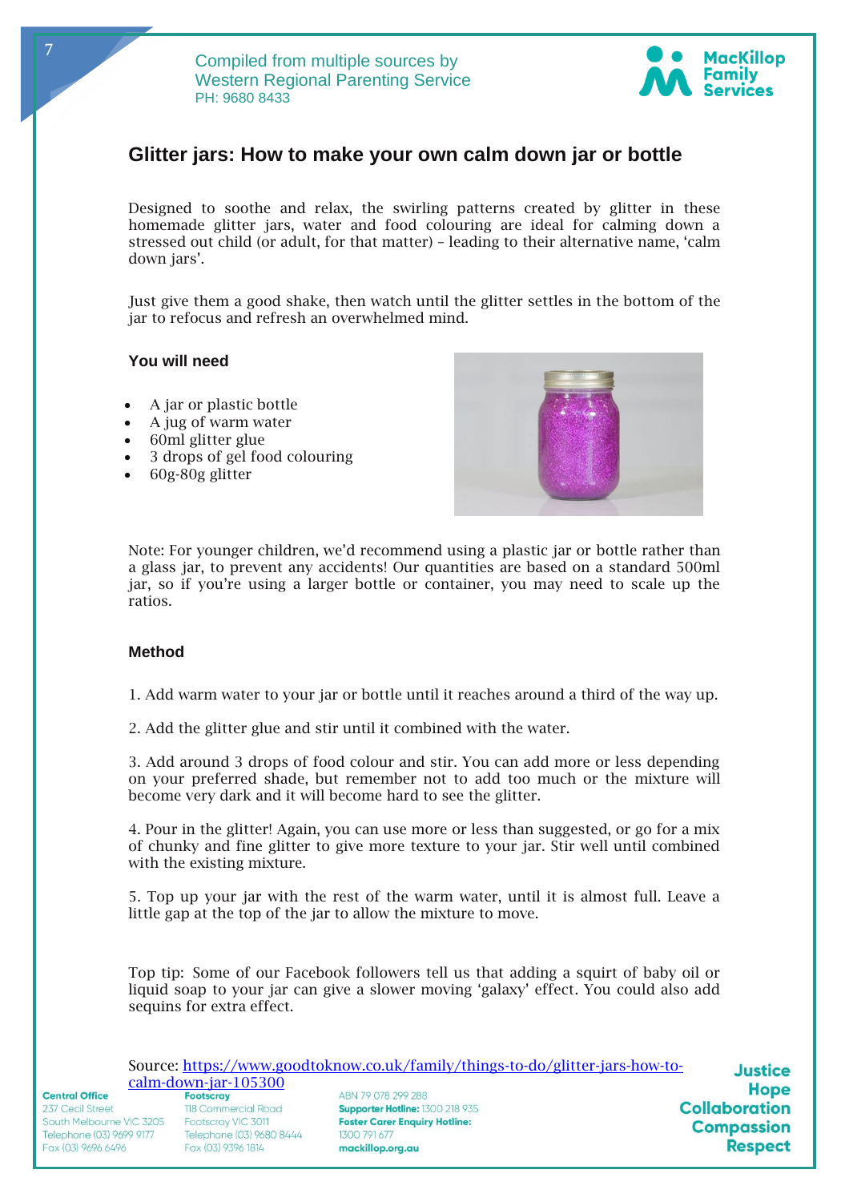# Glitter jars: How to make your own calm down jar or bottle

Designed to soothe and relax, the swirling patterns created by glitter in these homemade glitter jars, water and food colouring are ideal for calming down a stressed out child (or adult, for that matter) – leading to their alternative name, 'calm down jars'.

Just give them a good shake, then watch until the glitter settles in the bottom of the jar to refocus and refresh an overwhelmed mind.

### You will need

- A jar or plastic bottle
- A jug of warm water
- 60ml glitter glue
- 3 drops of gel food colouring
- 60g-80g glitter

Note: For younger children, we'd recommend using a plastic jar or bottle rather than a glass jar, to prevent any accidents! Our quantities are based on a standard 500ml jar, so if you're using a larger bottle or container, you may need to scale up the ratios.

### Method

1. Add warm water to your jar or bottle until it reaches around a third of the way up.

2. Add the glitter glue and stir until it combined with the water.

3. Add around 3 drops of food colour and stir. You can add more or less depending on your preferred shade, but remember not to add too much or the mixture will become very dark and it will become hard to see the glitter.

4. Pour in the glitter! Again, you can use more or less than suggested, or go for a mix of chunky and fine glitter to give more texture to your jar. Stir well until combined with the existing mixture.

5. Top up your jar with the rest of the warm water, until it is almost full. Leave a little gap at the top of the jar to allow the mixture to move.

Top tip: Some of our Facebook followers tell us that adding a squirt of baby oil or liquid soap to your jar can give a slower moving 'galaxy' effect. You could also add sequins for extra effect.

Source: https://www.goodtoknow.co.uk/family/things-to-do/glitter-jars-how-to-calm-down-jar-105300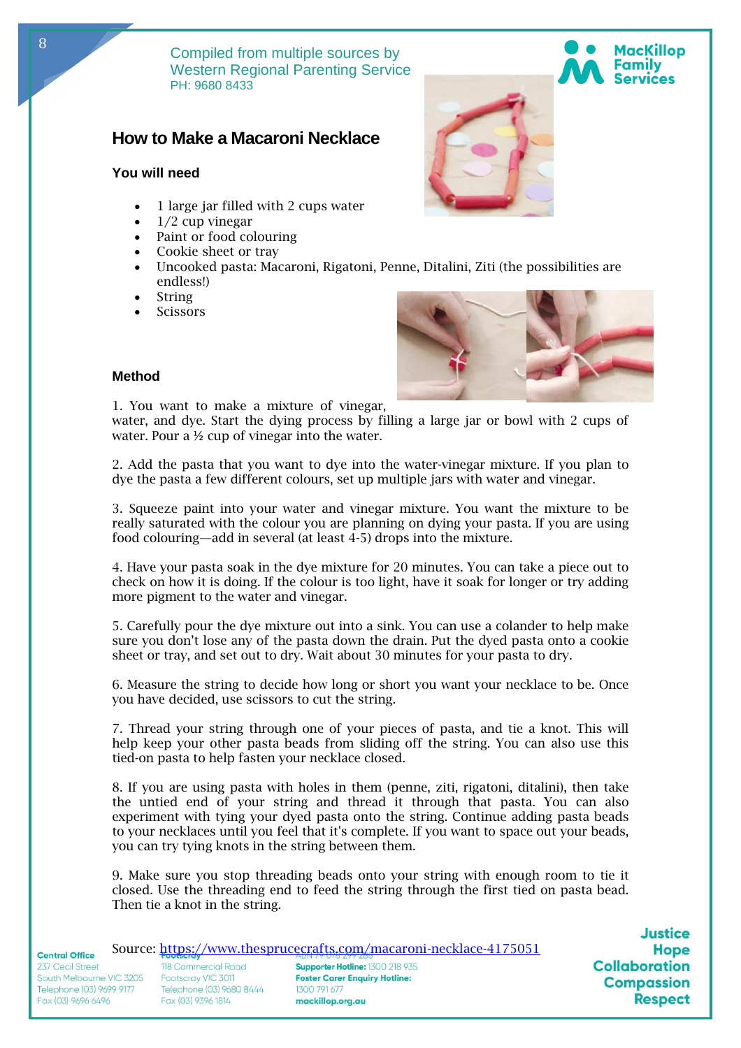Compiled from multiple sources by
Western Regional Parenting Service
PH: 9680 8433

## How to Make a Macaroni Necklace

### You will need

- 1 large jar filled with 2 cups water
- 1/2 cup vinegar
- Paint or food colouring
- Cookie sheet or tray
- Uncooked pasta: Macaroni, Rigatoni, Penne, Ditalini, Ziti (the possibilities are endless!)
- String
- Scissors

### Method

1. You want to make a mixture of vinegar, water, and dye. Start the dying process by filling a large jar or bowl with 2 cups of water. Pour a ½ cup of vinegar into the water.

2. Add the pasta that you want to dye into the water-vinegar mixture. If you plan to dye the pasta a few different colours, set up multiple jars with water and vinegar.

3. Squeeze paint into your water and vinegar mixture. You want the mixture to be really saturated with the colour you are planning on dying your pasta. If you are using food colouring—add in several (at least 4-5) drops into the mixture.

4. Have your pasta soak in the dye mixture for 20 minutes. You can take a piece out to check on how it is doing. If the colour is too light, have it soak for longer or try adding more pigment to the water and vinegar.

5. Carefully pour the dye mixture out into a sink. You can use a colander to help make sure you don't lose any of the pasta down the drain. Put the dyed pasta onto a cookie sheet or tray, and set out to dry. Wait about 30 minutes for your pasta to dry.

6. Measure the string to decide how long or short you want your necklace to be. Once you have decided, use scissors to cut the string.

7. Thread your string through one of your pieces of pasta, and tie a knot. This will help keep your other pasta beads from sliding off the string. You can also use this tied-on pasta to help fasten your necklace closed.

8. If you are using pasta with holes in them (penne, ziti, rigatoni, ditalini), then take the untied end of your string and thread it through that pasta. You can also experiment with tying your dyed pasta onto the string. Continue adding pasta beads to your necklaces until you feel that it's complete. If you want to space out your beads, you can try tying knots in the string between them.

9. Make sure you stop threading beads onto your string with enough room to tie it closed. Use the threading end to feed the string through the first tied on pasta bead. Then tie a knot in the string.

Source: https://www.thesprucecrafts.com/macaroni-necklace-4175051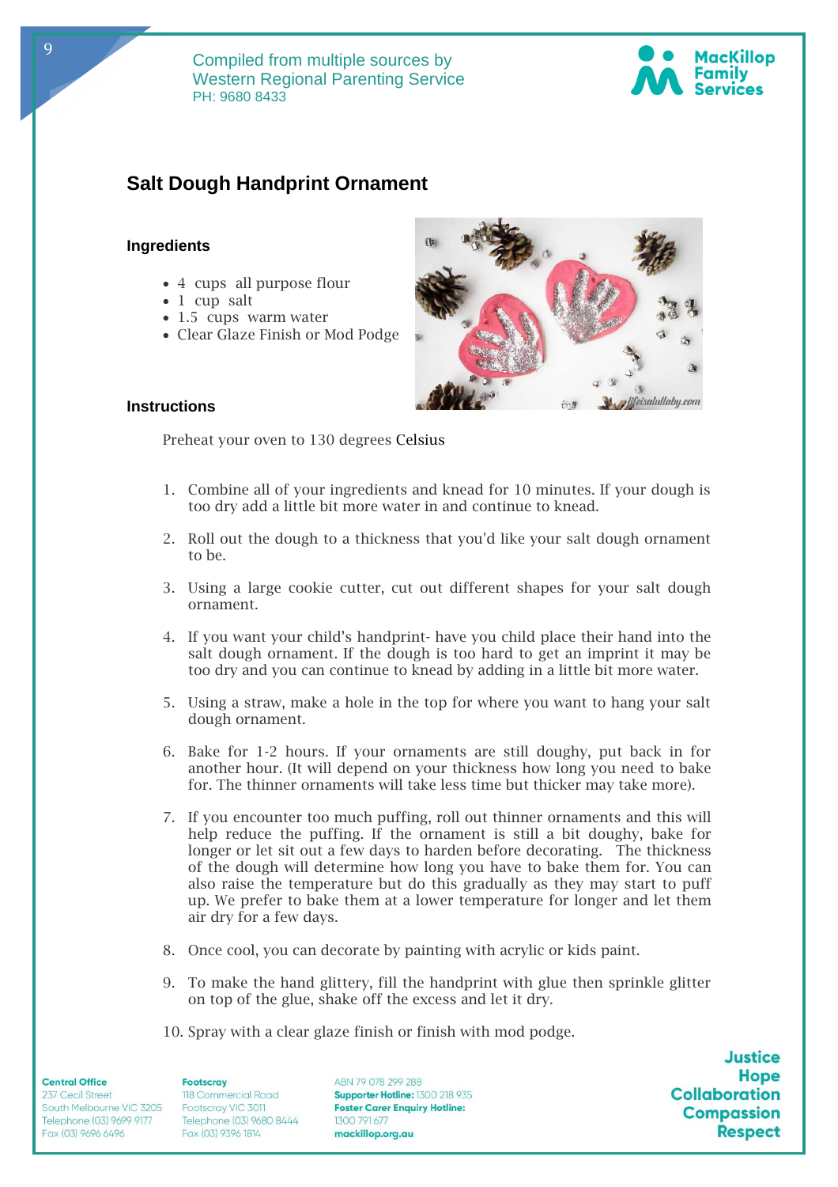# Salt Dough Handprint Ornament

### Ingredients

- 4 cups all purpose flour
- 1 cup salt
- 1.5 cups warm water
- Clear Glaze Finish or Mod Podge

### Instructions

Preheat your oven to 130 degrees Celsius

1. Combine all of your ingredients and knead for 10 minutes. If your dough is too dry add a little bit more water in and continue to knead.
2. Roll out the dough to a thickness that you'd like your salt dough ornament to be.
3. Using a large cookie cutter, cut out different shapes for your salt dough ornament.
4. If you want your child's handprint- have you child place their hand into the salt dough ornament. If the dough is too hard to get an imprint it may be too dry and you can continue to knead by adding in a little bit more water.
5. Using a straw, make a hole in the top for where you want to hang your salt dough ornament.
6. Bake for 1-2 hours. If your ornaments are still doughy, put back in for another hour. (It will depend on your thickness how long you need to bake for. The thinner ornaments will take less time but thicker may take more).
7. If you encounter too much puffing, roll out thinner ornaments and this will help reduce the puffing. If the ornament is still a bit doughy, bake for longer or let sit out a few days to harden before decorating. The thickness of the dough will determine how long you have to bake them for. You can also raise the temperature but do this gradually as they may start to puff up. We prefer to bake them at a lower temperature for longer and let them air dry for a few days.
8. Once cool, you can decorate by painting with acrylic or kids paint.
9. To make the hand glittery, fill the handprint with glue then sprinkle glitter on top of the glue, shake off the excess and let it dry.
10. Spray with a clear glaze finish or finish with mod podge.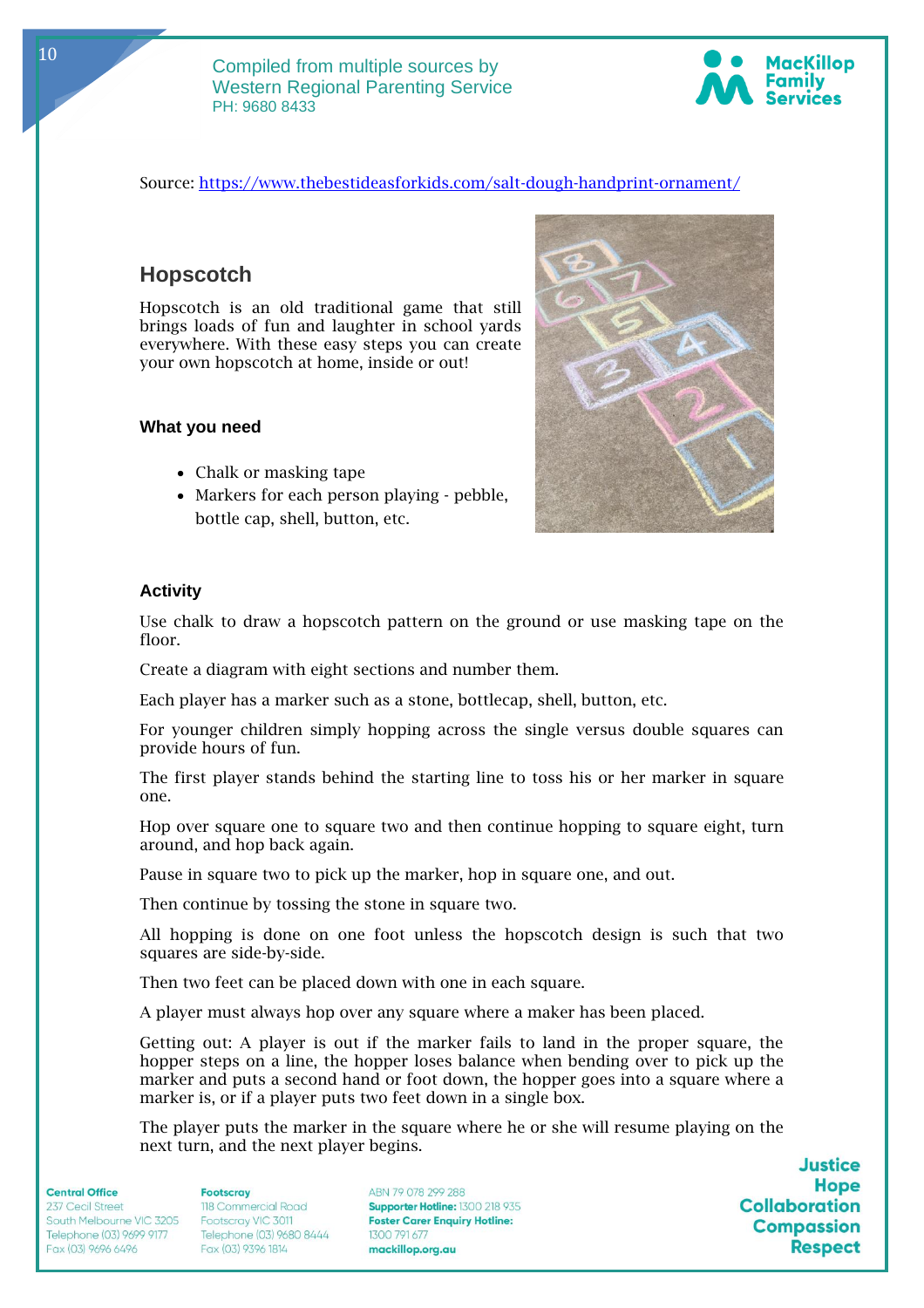Source: https://www.thebestideasforkids.com/salt-dough-handprint-ornament/

## Hopscotch

Hopscotch is an old traditional game that still brings loads of fun and laughter in school yards everywhere. With these easy steps you can create your own hopscotch at home, inside or out!

### What you need

- Chalk or masking tape
- Markers for each person playing - pebble, bottle cap, shell, button, etc.

### Activity

Use chalk to draw a hopscotch pattern on the ground or use masking tape on the floor.

Create a diagram with eight sections and number them.

Each player has a marker such as a stone, bottlecap, shell, button, etc.

For younger children simply hopping across the single versus double squares can provide hours of fun.

The first player stands behind the starting line to toss his or her marker in square one.

Hop over square one to square two and then continue hopping to square eight, turn around, and hop back again.

Pause in square two to pick up the marker, hop in square one, and out.

Then continue by tossing the stone in square two.

All hopping is done on one foot unless the hopscotch design is such that two squares are side-by-side.

Then two feet can be placed down with one in each square.

A player must always hop over any square where a maker has been placed.

Getting out: A player is out if the marker fails to land in the proper square, the hopper steps on a line, the hopper loses balance when bending over to pick up the marker and puts a second hand or foot down, the hopper goes into a square where a marker is, or if a player puts two feet down in a single box.

The player puts the marker in the square where he or she will resume playing on the next turn, and the next player begins.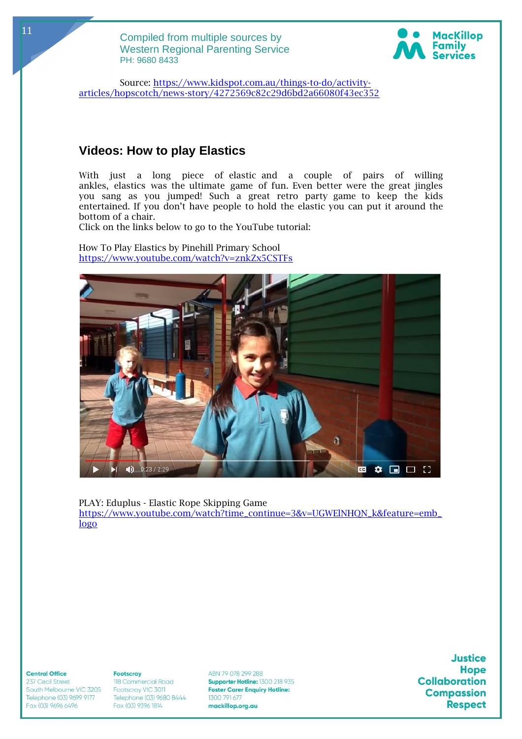Source: https://www.kidspot.com.au/things-to-do/activity-articles/hopscotch/news-story/4272569c82c29d6bd2a66080f43ec352

## Videos: How to play Elastics

With just a long piece of elastic and a couple of pairs of willing ankles, elastics was the ultimate game of fun. Even better were the great jingles you sang as you jumped! Such a great retro party game to keep the kids entertained. If you don't have people to hold the elastic you can put it around the bottom of a chair.

Click on the links below to go to the YouTube tutorial:

How To Play Elastics by Pinehill Primary School
https://www.youtube.com/watch?v=znkZx5CSTFs

PLAY: Eduplus - Elastic Rope Skipping Game
https://www.youtube.com/watch?time_continue=3&v=UGWElNHQN_k&feature=emb_logo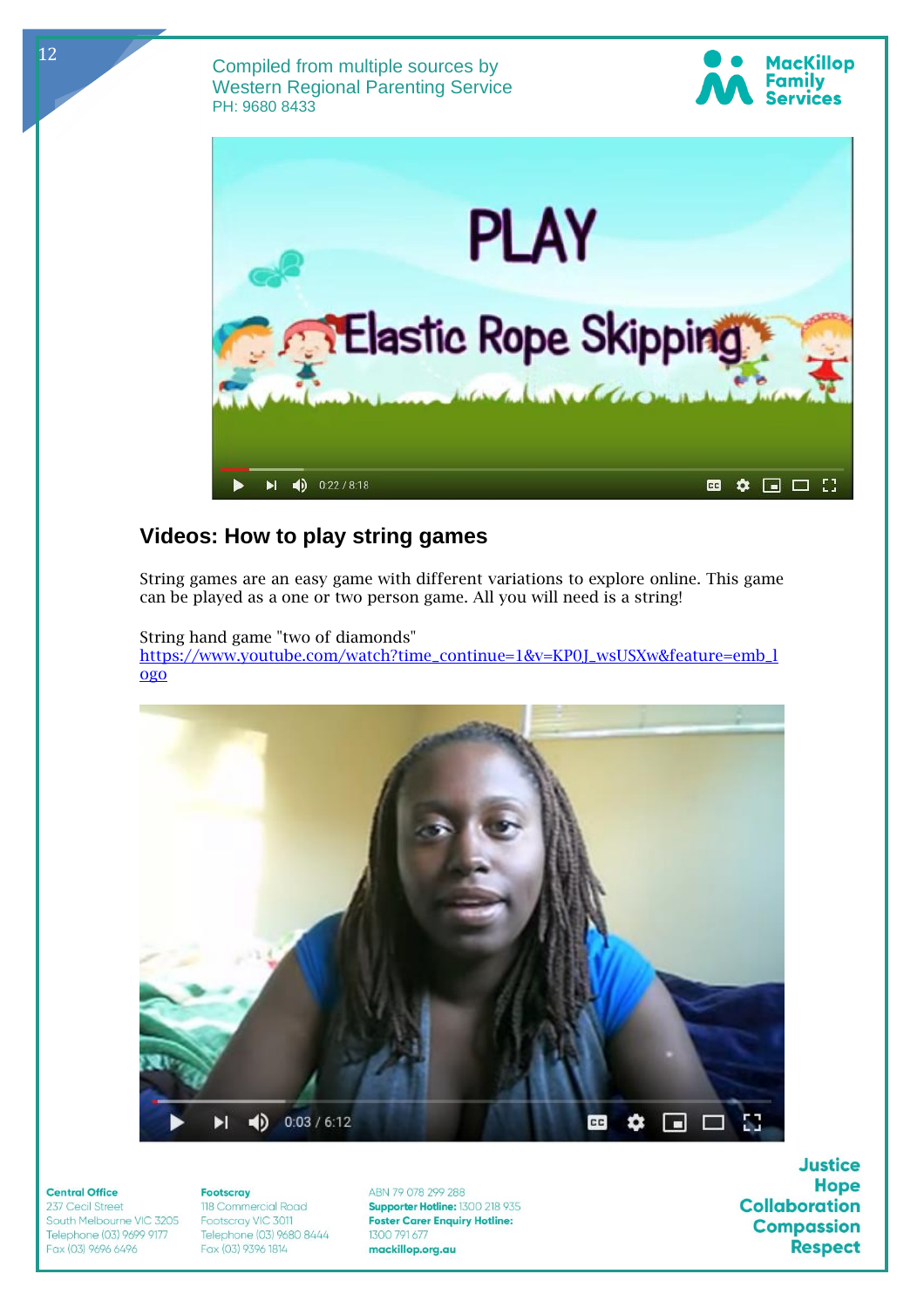## Videos: How to play string games

String games are an easy game with different variations to explore online. This game can be played as a one or two person game. All you will need is a string!

String hand game "two of diamonds"
https://www.youtube.com/watch?time_continue=1&v=KP0J_wsUSXw&feature=emb_logo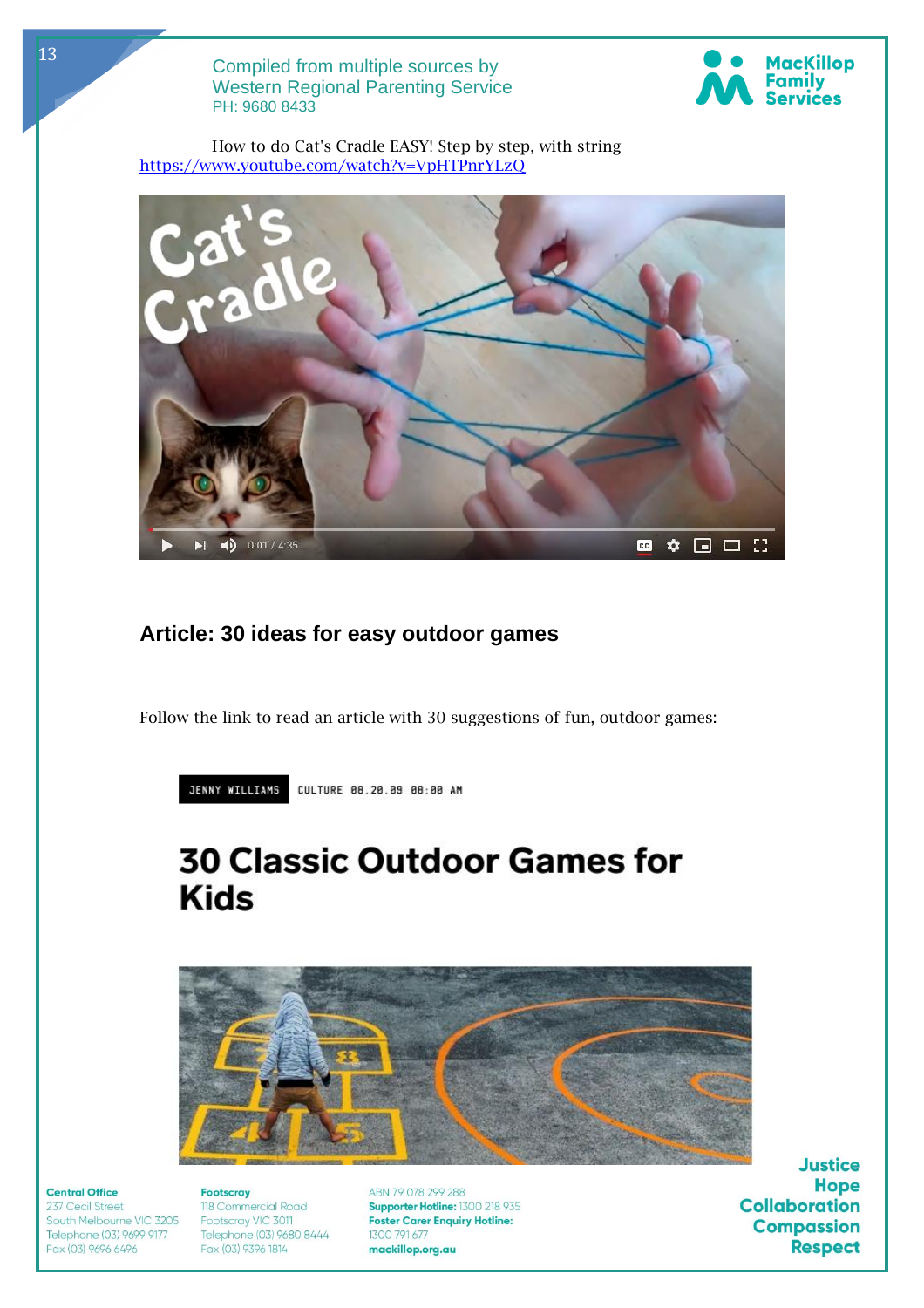How to do Cat's Cradle EASY! Step by step, with string
https://www.youtube.com/watch?v=VpHTPnrYLzQ

## Article: 30 ideas for easy outdoor games

Follow the link to read an article with 30 suggestions of fun, outdoor games:

JENNY WILLIAMS CULTURE 08.20.09 08:00 AM

# 30 Classic Outdoor Games for Kids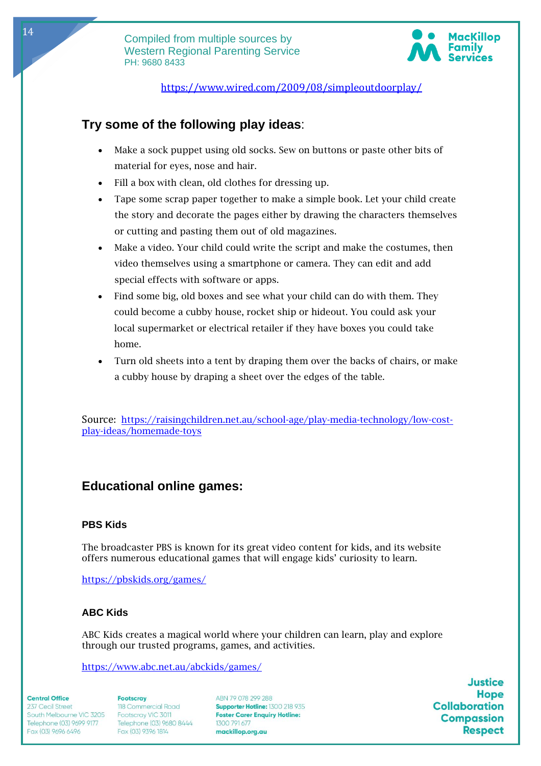https://www.wired.com/2009/08/simpleoutdoorplay/

## Try some of the following play ideas:

- Make a sock puppet using old socks. Sew on buttons or paste other bits of material for eyes, nose and hair.
- Fill a box with clean, old clothes for dressing up.
- Tape some scrap paper together to make a simple book. Let your child create the story and decorate the pages either by drawing the characters themselves or cutting and pasting them out of old magazines.
- Make a video. Your child could write the script and make the costumes, then video themselves using a smartphone or camera. They can edit and add special effects with software or apps.
- Find some big, old boxes and see what your child can do with them. They could become a cubby house, rocket ship or hideout. You could ask your local supermarket or electrical retailer if they have boxes you could take home.
- Turn old sheets into a tent by draping them over the backs of chairs, or make a cubby house by draping a sheet over the edges of the table.

Source: https://raisingchildren.net.au/school-age/play-media-technology/low-cost-play-ideas/homemade-toys

## Educational online games:

### PBS Kids

The broadcaster PBS is known for its great video content for kids, and its website offers numerous educational games that will engage kids' curiosity to learn.

https://pbskids.org/games/

### ABC Kids

ABC Kids creates a magical world where your children can learn, play and explore through our trusted programs, games, and activities.

https://www.abc.net.au/abckids/games/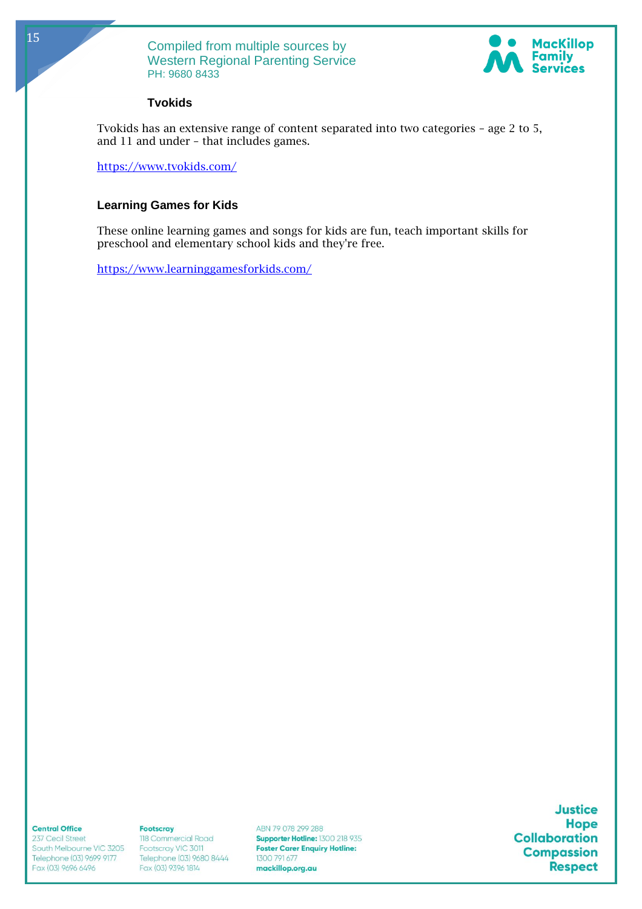### Tvokids

Tvokids has an extensive range of content separated into two categories – age 2 to 5, and 11 and under – that includes games.

https://www.tvokids.com/

### Learning Games for Kids

These online learning games and songs for kids are fun, teach important skills for preschool and elementary school kids and they're free.

https://www.learninggamesforkids.com/